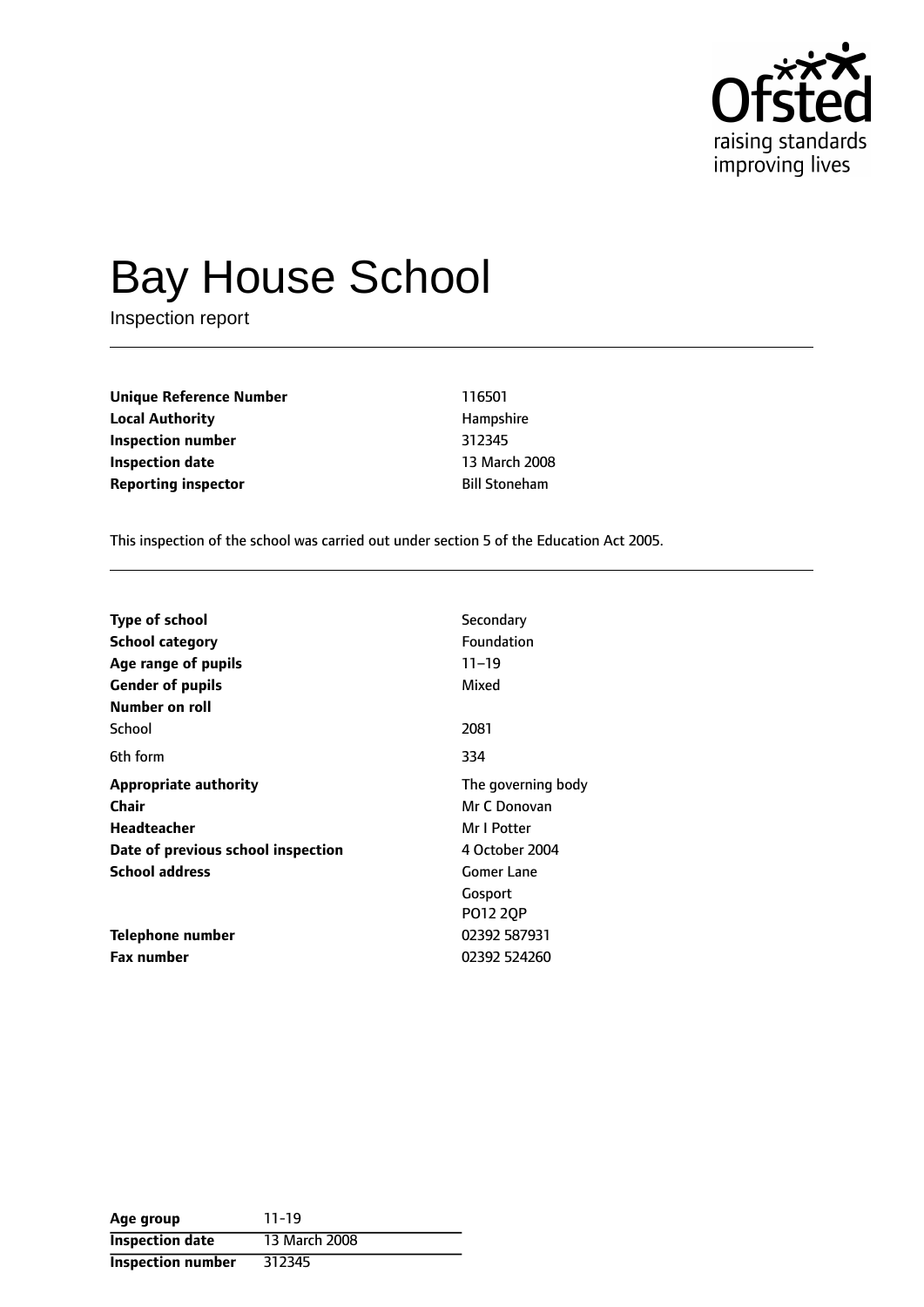# Bay House School

Inspection report

| | |
|---|---|
| **Unique Reference Number** | 116501 |
| **Local Authority** | Hampshire |
| **Inspection number** | 312345 |
| **Inspection date** | 13 March 2008 |
| **Reporting inspector** | Bill Stoneham |

This inspection of the school was carried out under section 5 of the Education Act 2005.

| | |
|---|---|
| **Type of school** | Secondary |
| **School category** | Foundation |
| **Age range of pupils** | 11–19 |
| **Gender of pupils** | Mixed |
| **Number on roll** | |
| School | 2081 |
| 6th form | 334 |
| **Appropriate authority** | The governing body |
| **Chair** | Mr C Donovan |
| **Headteacher** | Mr I Potter |
| **Date of previous school inspection** | 4 October 2004 |
| **School address** | Gomer Lane<br>Gosport<br>PO12 2QP |
| **Telephone number** | 02392 587931 |
| **Fax number** | 02392 524260 |

| | |
|---|---|
| **Age group** | 11-19 |
| **Inspection date** | 13 March 2008 |
| **Inspection number** | 312345 |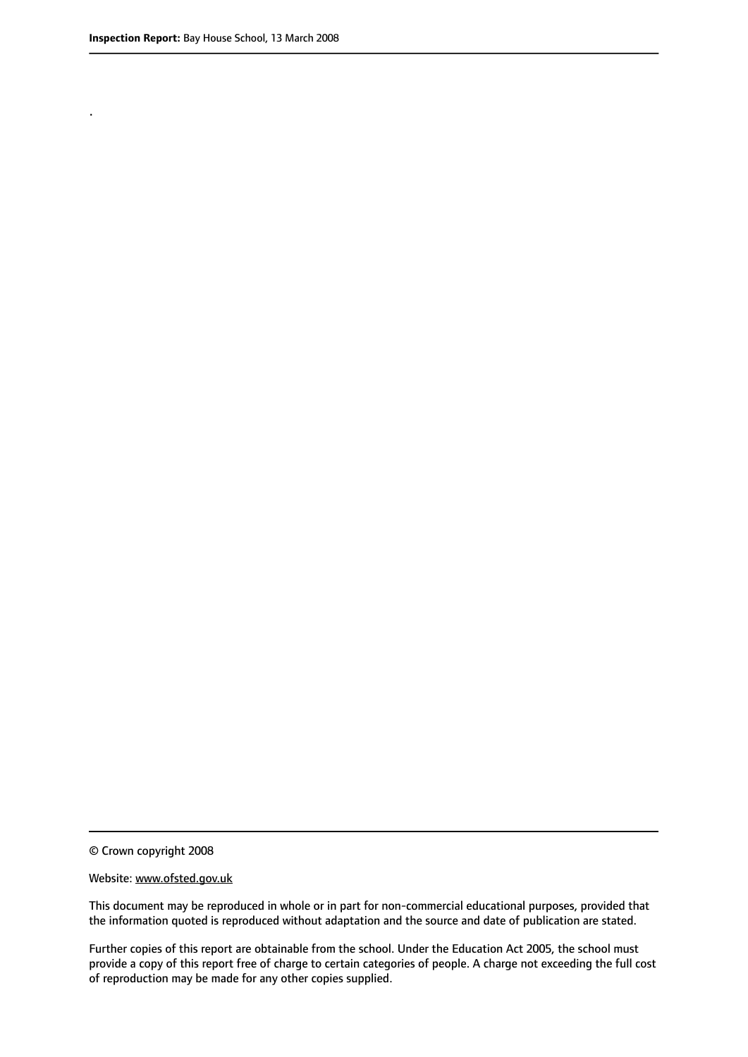.

© Crown copyright 2008

Website: www.ofsted.gov.uk

This document may be reproduced in whole or in part for non-commercial educational purposes, provided that the information quoted is reproduced without adaptation and the source and date of publication are stated.

Further copies of this report are obtainable from the school. Under the Education Act 2005, the school must provide a copy of this report free of charge to certain categories of people. A charge not exceeding the full cost of reproduction may be made for any other copies supplied.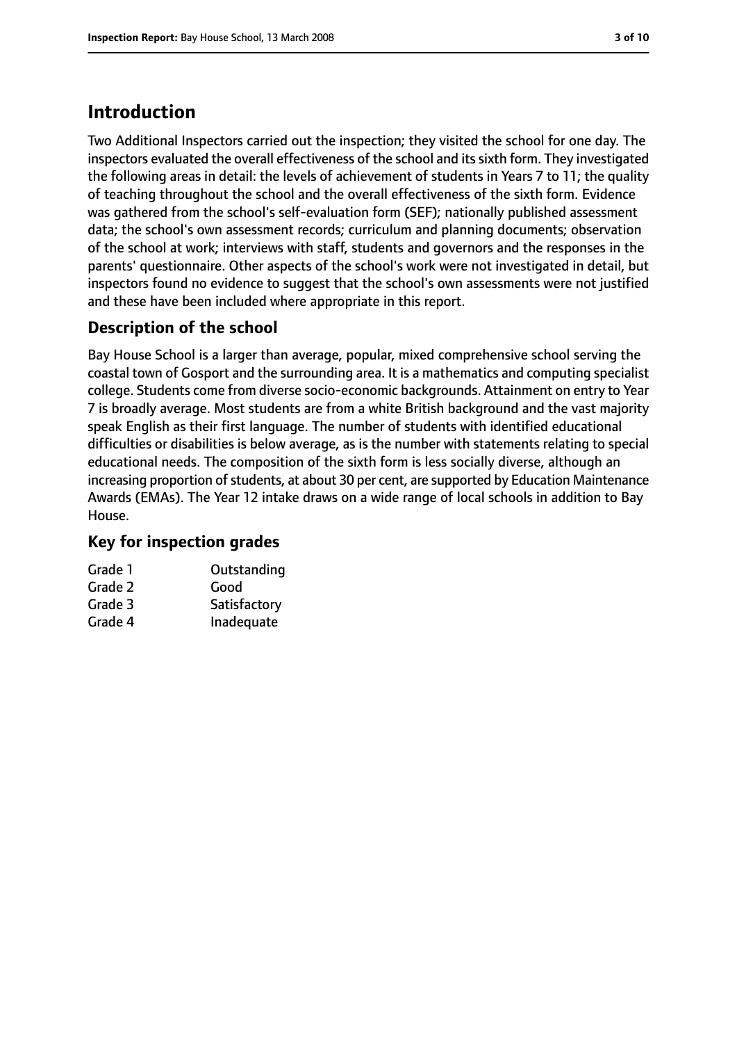# Introduction

Two Additional Inspectors carried out the inspection; they visited the school for one day. The inspectors evaluated the overall effectiveness of the school and its sixth form. They investigated the following areas in detail: the levels of achievement of students in Years 7 to 11; the quality of teaching throughout the school and the overall effectiveness of the sixth form. Evidence was gathered from the school's self-evaluation form (SEF); nationally published assessment data; the school's own assessment records; curriculum and planning documents; observation of the school at work; interviews with staff, students and governors and the responses in the parents' questionnaire. Other aspects of the school's work were not investigated in detail, but inspectors found no evidence to suggest that the school's own assessments were not justified and these have been included where appropriate in this report.

## Description of the school

Bay House School is a larger than average, popular, mixed comprehensive school serving the coastal town of Gosport and the surrounding area. It is a mathematics and computing specialist college. Students come from diverse socio-economic backgrounds. Attainment on entry to Year 7 is broadly average. Most students are from a white British background and the vast majority speak English as their first language. The number of students with identified educational difficulties or disabilities is below average, as is the number with statements relating to special educational needs. The composition of the sixth form is less socially diverse, although an increasing proportion of students, at about 30 per cent, are supported by Education Maintenance Awards (EMAs). The Year 12 intake draws on a wide range of local schools in addition to Bay House.

## Key for inspection grades

| | |
|---|---|
| Grade 1 | Outstanding |
| Grade 2 | Good |
| Grade 3 | Satisfactory |
| Grade 4 | Inadequate |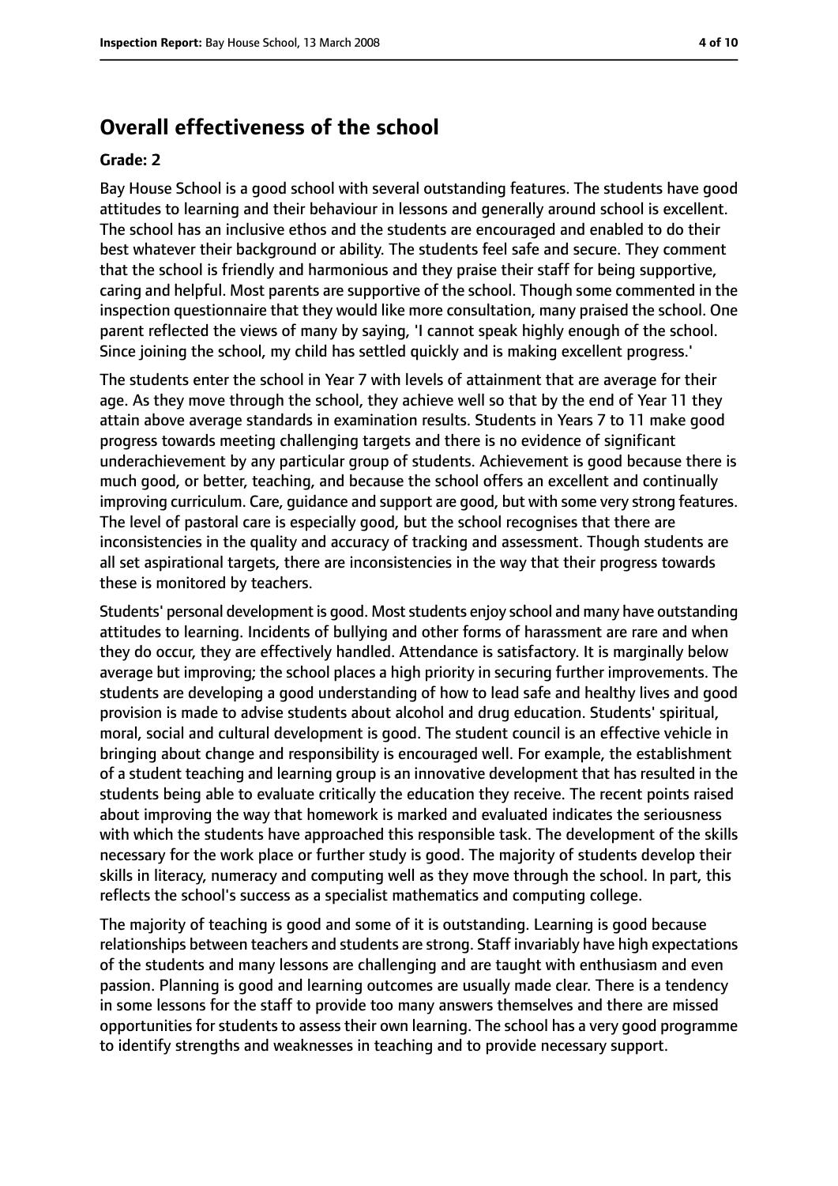## Overall effectiveness of the school

**Grade: 2**

Bay House School is a good school with several outstanding features. The students have good attitudes to learning and their behaviour in lessons and generally around school is excellent. The school has an inclusive ethos and the students are encouraged and enabled to do their best whatever their background or ability. The students feel safe and secure. They comment that the school is friendly and harmonious and they praise their staff for being supportive, caring and helpful. Most parents are supportive of the school. Though some commented in the inspection questionnaire that they would like more consultation, many praised the school. One parent reflected the views of many by saying, 'I cannot speak highly enough of the school. Since joining the school, my child has settled quickly and is making excellent progress.'

The students enter the school in Year 7 with levels of attainment that are average for their age. As they move through the school, they achieve well so that by the end of Year 11 they attain above average standards in examination results. Students in Years 7 to 11 make good progress towards meeting challenging targets and there is no evidence of significant underachievement by any particular group of students. Achievement is good because there is much good, or better, teaching, and because the school offers an excellent and continually improving curriculum. Care, guidance and support are good, but with some very strong features. The level of pastoral care is especially good, but the school recognises that there are inconsistencies in the quality and accuracy of tracking and assessment. Though students are all set aspirational targets, there are inconsistencies in the way that their progress towards these is monitored by teachers.

Students' personal development is good. Most students enjoy school and many have outstanding attitudes to learning. Incidents of bullying and other forms of harassment are rare and when they do occur, they are effectively handled. Attendance is satisfactory. It is marginally below average but improving; the school places a high priority in securing further improvements. The students are developing a good understanding of how to lead safe and healthy lives and good provision is made to advise students about alcohol and drug education. Students' spiritual, moral, social and cultural development is good. The student council is an effective vehicle in bringing about change and responsibility is encouraged well. For example, the establishment of a student teaching and learning group is an innovative development that has resulted in the students being able to evaluate critically the education they receive. The recent points raised about improving the way that homework is marked and evaluated indicates the seriousness with which the students have approached this responsible task. The development of the skills necessary for the work place or further study is good. The majority of students develop their skills in literacy, numeracy and computing well as they move through the school. In part, this reflects the school's success as a specialist mathematics and computing college.

The majority of teaching is good and some of it is outstanding. Learning is good because relationships between teachers and students are strong. Staff invariably have high expectations of the students and many lessons are challenging and are taught with enthusiasm and even passion. Planning is good and learning outcomes are usually made clear. There is a tendency in some lessons for the staff to provide too many answers themselves and there are missed opportunities for students to assess their own learning. The school has a very good programme to identify strengths and weaknesses in teaching and to provide necessary support.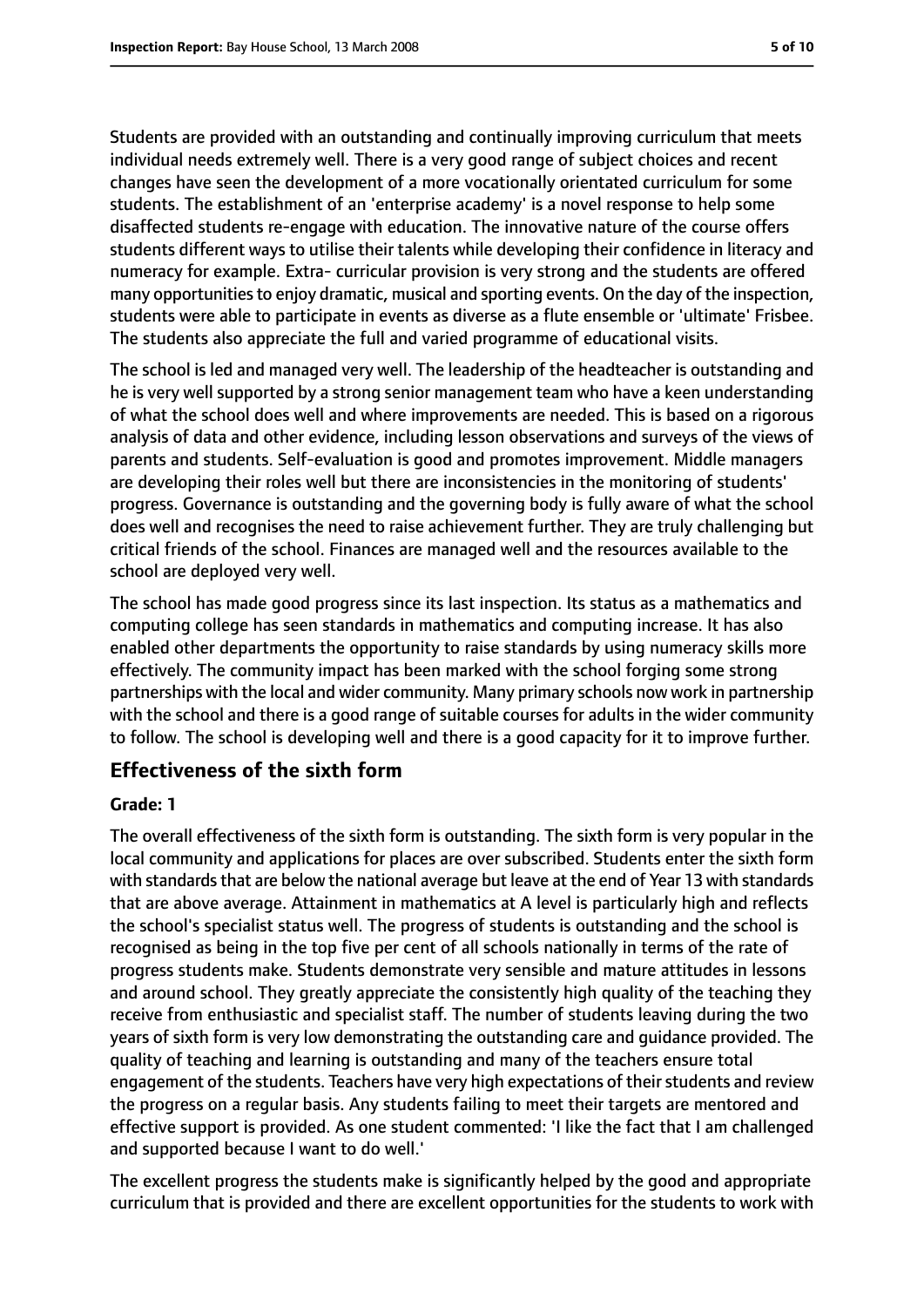Students are provided with an outstanding and continually improving curriculum that meets individual needs extremely well. There is a very good range of subject choices and recent changes have seen the development of a more vocationally orientated curriculum for some students. The establishment of an 'enterprise academy' is a novel response to help some disaffected students re-engage with education. The innovative nature of the course offers students different ways to utilise their talents while developing their confidence in literacy and numeracy for example. Extra- curricular provision is very strong and the students are offered many opportunities to enjoy dramatic, musical and sporting events. On the day of the inspection, students were able to participate in events as diverse as a flute ensemble or 'ultimate' Frisbee. The students also appreciate the full and varied programme of educational visits.

The school is led and managed very well. The leadership of the headteacher is outstanding and he is very well supported by a strong senior management team who have a keen understanding of what the school does well and where improvements are needed. This is based on a rigorous analysis of data and other evidence, including lesson observations and surveys of the views of parents and students. Self-evaluation is good and promotes improvement. Middle managers are developing their roles well but there are inconsistencies in the monitoring of students' progress. Governance is outstanding and the governing body is fully aware of what the school does well and recognises the need to raise achievement further. They are truly challenging but critical friends of the school. Finances are managed well and the resources available to the school are deployed very well.

The school has made good progress since its last inspection. Its status as a mathematics and computing college has seen standards in mathematics and computing increase. It has also enabled other departments the opportunity to raise standards by using numeracy skills more effectively. The community impact has been marked with the school forging some strong partnerships with the local and wider community. Many primary schools now work in partnership with the school and there is a good range of suitable courses for adults in the wider community to follow. The school is developing well and there is a good capacity for it to improve further.

## Effectiveness of the sixth form

#### Grade: 1

The overall effectiveness of the sixth form is outstanding. The sixth form is very popular in the local community and applications for places are over subscribed. Students enter the sixth form with standards that are below the national average but leave at the end of Year 13 with standards that are above average. Attainment in mathematics at A level is particularly high and reflects the school's specialist status well. The progress of students is outstanding and the school is recognised as being in the top five per cent of all schools nationally in terms of the rate of progress students make. Students demonstrate very sensible and mature attitudes in lessons and around school. They greatly appreciate the consistently high quality of the teaching they receive from enthusiastic and specialist staff. The number of students leaving during the two years of sixth form is very low demonstrating the outstanding care and guidance provided. The quality of teaching and learning is outstanding and many of the teachers ensure total engagement of the students. Teachers have very high expectations of their students and review the progress on a regular basis. Any students failing to meet their targets are mentored and effective support is provided. As one student commented: 'I like the fact that I am challenged and supported because I want to do well.'

The excellent progress the students make is significantly helped by the good and appropriate curriculum that is provided and there are excellent opportunities for the students to work with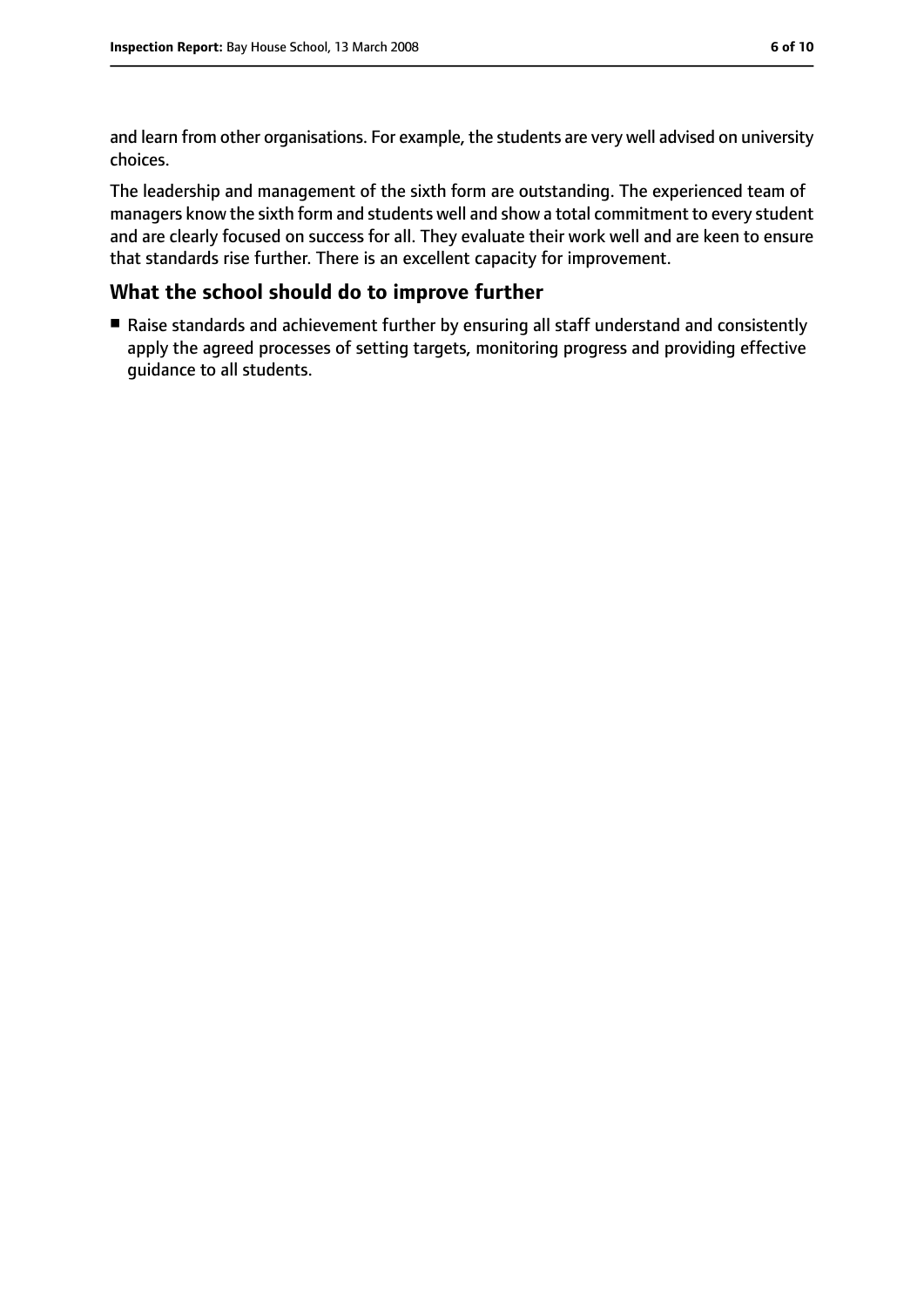and learn from other organisations. For example, the students are very well advised on university choices.

The leadership and management of the sixth form are outstanding. The experienced team of managers know the sixth form and students well and show a total commitment to every student and are clearly focused on success for all. They evaluate their work well and are keen to ensure that standards rise further. There is an excellent capacity for improvement.

## What the school should do to improve further

- Raise standards and achievement further by ensuring all staff understand and consistently apply the agreed processes of setting targets, monitoring progress and providing effective guidance to all students.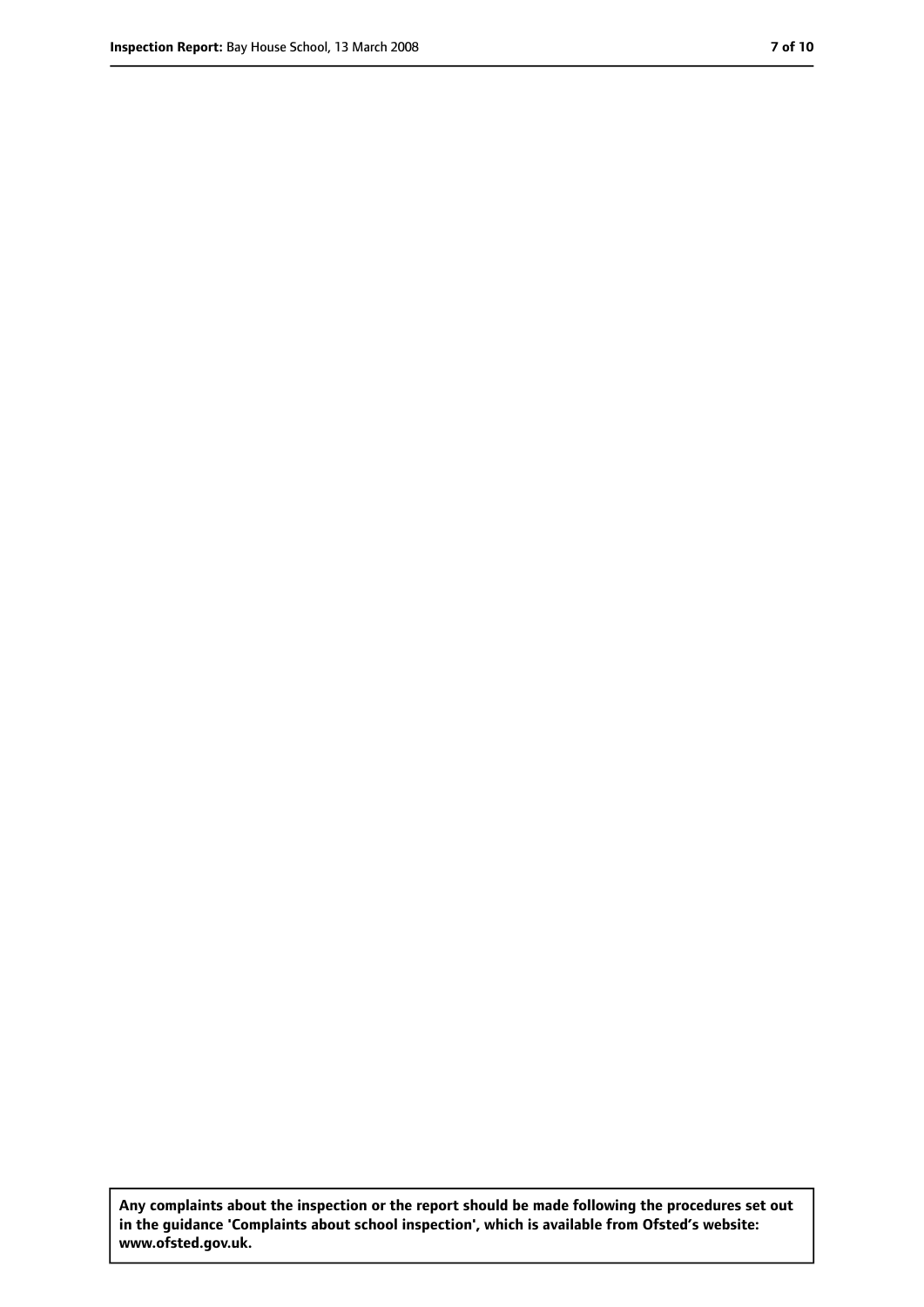**Any complaints about the inspection or the report should be made following the procedures set out in the guidance 'Complaints about school inspection', which is available from Ofsted's website: www.ofsted.gov.uk.**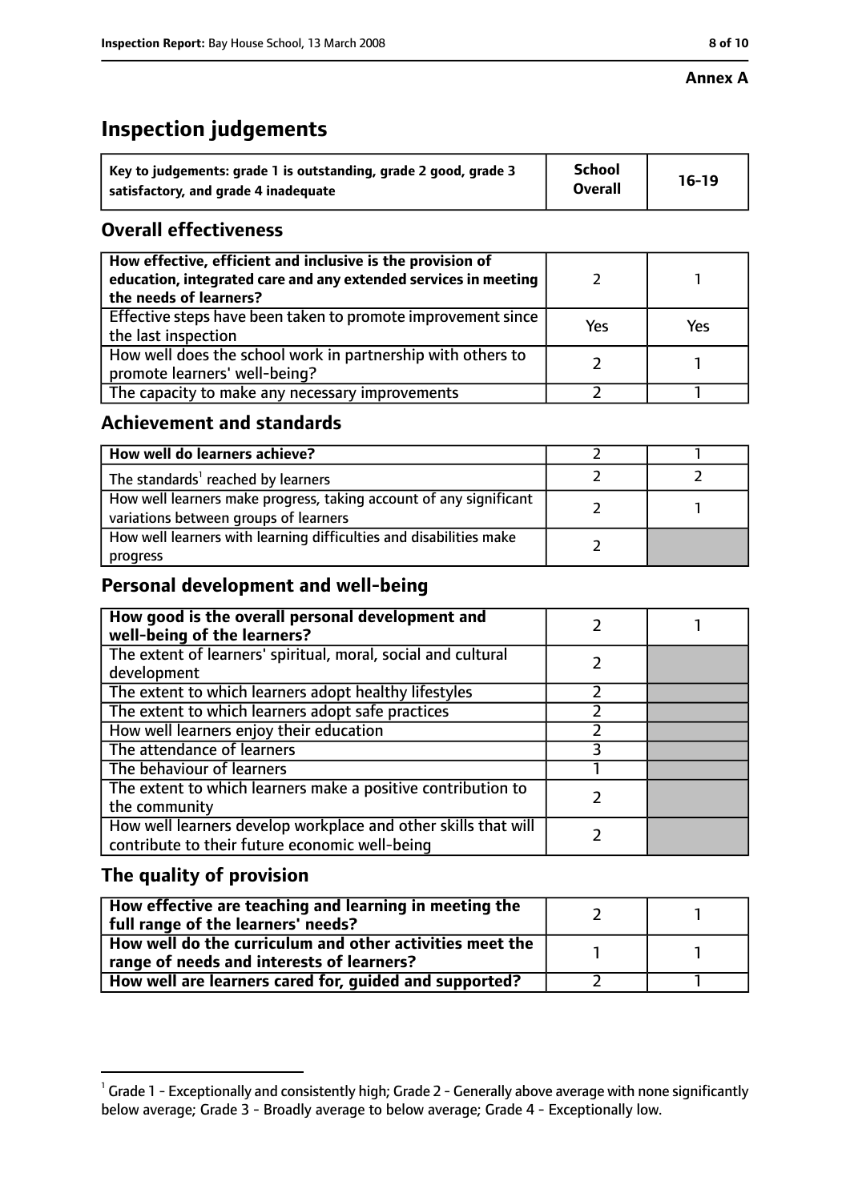**Annex A**

# Inspection judgements

| Key to judgements: grade 1 is outstanding, grade 2 good, grade 3 satisfactory, and grade 4 inadequate | School Overall | 16-19 |
|---|---|---|

## Overall effectiveness

| | | |
|---|---|---|
| **How effective, efficient and inclusive is the provision of education, integrated care and any extended services in meeting the needs of learners?** | 2 | 1 |
| Effective steps have been taken to promote improvement since the last inspection | Yes | Yes |
| How well does the school work in partnership with others to promote learners' well-being? | 2 | 1 |
| The capacity to make any necessary improvements | 2 | 1 |

## Achievement and standards

| | | |
|---|---|---|
| **How well do learners achieve?** | 2 | 1 |
| The standards[1] reached by learners | 2 | 2 |
| How well learners make progress, taking account of any significant variations between groups of learners | 2 | 1 |
| How well learners with learning difficulties and disabilities make progress | 2 | |

## Personal development and well-being

| | | |
|---|---|---|
| **How good is the overall personal development and well-being of the learners?** | 2 | 1 |
| The extent of learners' spiritual, moral, social and cultural development | 2 | |
| The extent to which learners adopt healthy lifestyles | 2 | |
| The extent to which learners adopt safe practices | 2 | |
| How well learners enjoy their education | 2 | |
| The attendance of learners | 3 | |
| The behaviour of learners | 1 | |
| The extent to which learners make a positive contribution to the community | 2 | |
| How well learners develop workplace and other skills that will contribute to their future economic well-being | 2 | |

## The quality of provision

| | | |
|---|---|---|
| **How effective are teaching and learning in meeting the full range of the learners' needs?** | 2 | 1 |
| **How well do the curriculum and other activities meet the range of needs and interests of learners?** | 1 | 1 |
| **How well are learners cared for, guided and supported?** | 2 | 1 |

[1] Grade 1 - Exceptionally and consistently high; Grade 2 - Generally above average with none significantly below average; Grade 3 - Broadly average to below average; Grade 4 - Exceptionally low.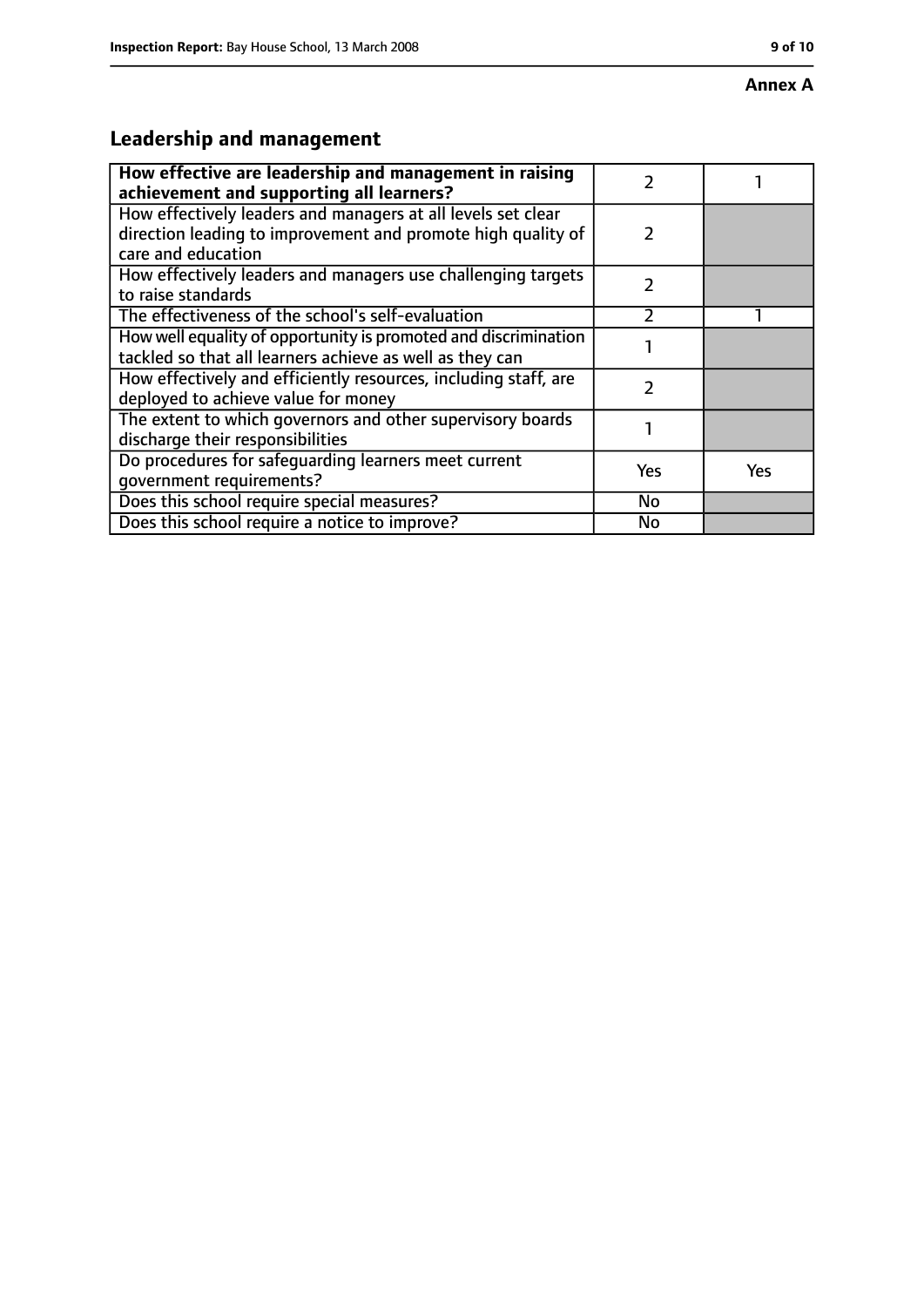**Annex A**

## Leadership and management

| How effective are leadership and management in raising achievement and supporting all learners? | 2 | 1 |
|---|---|---|
| How effectively leaders and managers at all levels set clear direction leading to improvement and promote high quality of care and education | 2 | |
| How effectively leaders and managers use challenging targets to raise standards | 2 | |
| The effectiveness of the school's self-evaluation | 2 | 1 |
| How well equality of opportunity is promoted and discrimination tackled so that all learners achieve as well as they can | 1 | |
| How effectively and efficiently resources, including staff, are deployed to achieve value for money | 2 | |
| The extent to which governors and other supervisory boards discharge their responsibilities | 1 | |
| Do procedures for safeguarding learners meet current government requirements? | Yes | Yes |
| Does this school require special measures? | No | |
| Does this school require a notice to improve? | No | |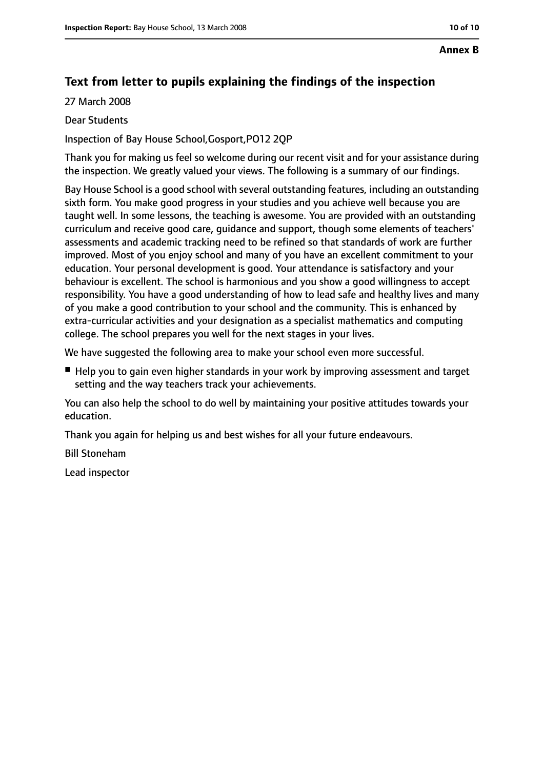**Annex B**

## Text from letter to pupils explaining the findings of the inspection

27 March 2008

Dear Students

Inspection of Bay House School,Gosport,PO12 2QP

Thank you for making us feel so welcome during our recent visit and for your assistance during the inspection. We greatly valued your views. The following is a summary of our findings.

Bay House School is a good school with several outstanding features, including an outstanding sixth form. You make good progress in your studies and you achieve well because you are taught well. In some lessons, the teaching is awesome. You are provided with an outstanding curriculum and receive good care, guidance and support, though some elements of teachers' assessments and academic tracking need to be refined so that standards of work are further improved. Most of you enjoy school and many of you have an excellent commitment to your education. Your personal development is good. Your attendance is satisfactory and your behaviour is excellent. The school is harmonious and you show a good willingness to accept responsibility. You have a good understanding of how to lead safe and healthy lives and many of you make a good contribution to your school and the community. This is enhanced by extra-curricular activities and your designation as a specialist mathematics and computing college. The school prepares you well for the next stages in your lives.

We have suggested the following area to make your school even more successful.

- Help you to gain even higher standards in your work by improving assessment and target setting and the way teachers track your achievements.

You can also help the school to do well by maintaining your positive attitudes towards your education.

Thank you again for helping us and best wishes for all your future endeavours.

Bill Stoneham

Lead inspector